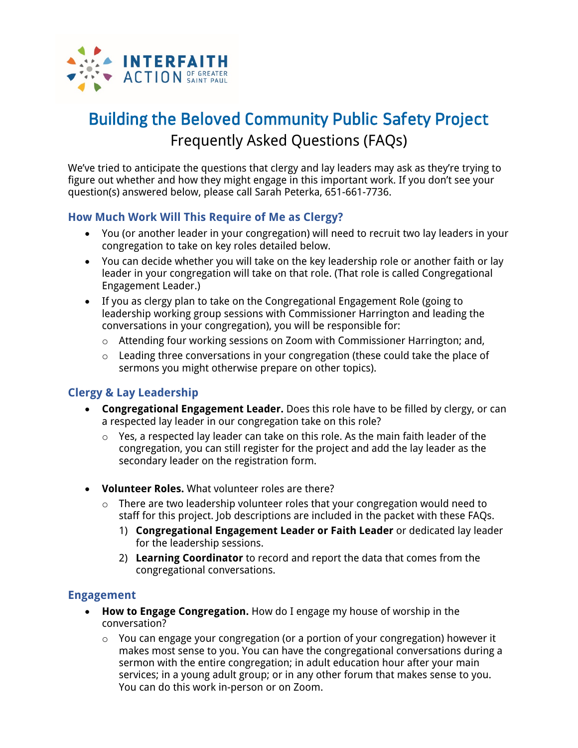INTERFAITH ACTION OF GREATER SAINT PAUL

# Building the Beloved Community Public Safety Project

## Frequently Asked Questions (FAQs)

We've tried to anticipate the questions that clergy and lay leaders may ask as they're trying to figure out whether and how they might engage in this important work. If you don't see your question(s) answered below, please call Sarah Peterka, 651-661-7736.

### How Much Work Will This Require of Me as Clergy?

- You (or another leader in your congregation) will need to recruit two lay leaders in your congregation to take on key roles detailed below.
- You can decide whether you will take on the key leadership role or another faith or lay leader in your congregation will take on that role. (That role is called Congregational Engagement Leader.)
- If you as clergy plan to take on the Congregational Engagement Role (going to leadership working group sessions with Commissioner Harrington and leading the conversations in your congregation), you will be responsible for:
  - Attending four working sessions on Zoom with Commissioner Harrington; and,
  - Leading three conversations in your congregation (these could take the place of sermons you might otherwise prepare on other topics).

### Clergy & Lay Leadership

- **Congregational Engagement Leader.** Does this role have to be filled by clergy, or can a respected lay leader in our congregation take on this role?
  - Yes, a respected lay leader can take on this role. As the main faith leader of the congregation, you can still register for the project and add the lay leader as the secondary leader on the registration form.

- **Volunteer Roles.** What volunteer roles are there?
  - There are two leadership volunteer roles that your congregation would need to staff for this project. Job descriptions are included in the packet with these FAQs.
    1) **Congregational Engagement Leader or Faith Leader** or dedicated lay leader for the leadership sessions.
    2) **Learning Coordinator** to record and report the data that comes from the congregational conversations.

### Engagement

- **How to Engage Congregation.** How do I engage my house of worship in the conversation?
  - You can engage your congregation (or a portion of your congregation) however it makes most sense to you. You can have the congregational conversations during a sermon with the entire congregation; in adult education hour after your main services; in a young adult group; or in any other forum that makes sense to you. You can do this work in-person or on Zoom.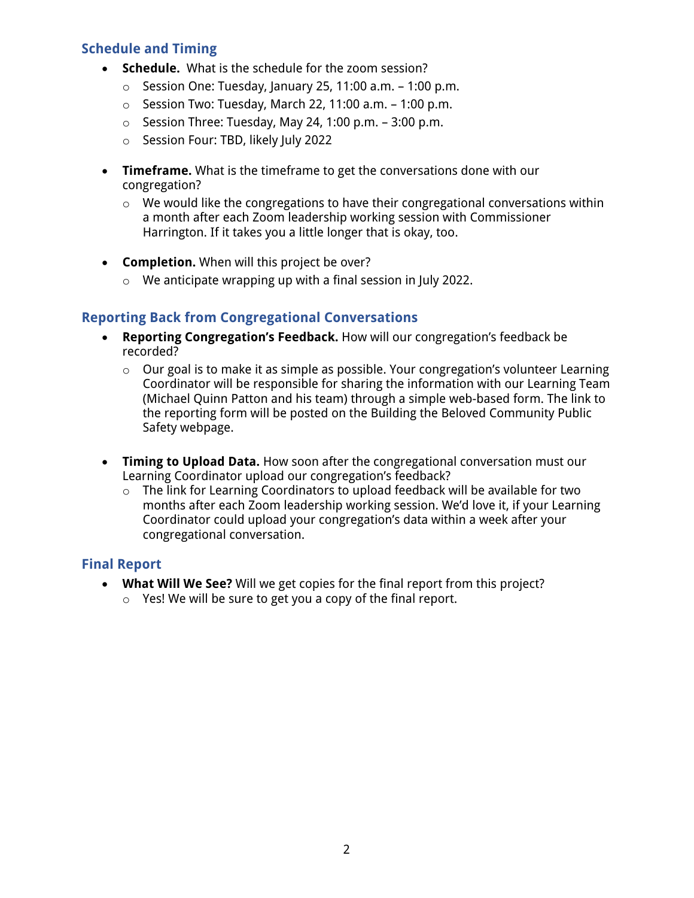## Schedule and Timing

- **Schedule.** What is the schedule for the zoom session?
  - Session One: Tuesday, January 25, 11:00 a.m. – 1:00 p.m.
  - Session Two: Tuesday, March 22, 11:00 a.m. – 1:00 p.m.
  - Session Three: Tuesday, May 24, 1:00 p.m. – 3:00 p.m.
  - Session Four: TBD, likely July 2022

- **Timeframe.** What is the timeframe to get the conversations done with our congregation?
  - We would like the congregations to have their congregational conversations within a month after each Zoom leadership working session with Commissioner Harrington. If it takes you a little longer that is okay, too.

- **Completion.** When will this project be over?
  - We anticipate wrapping up with a final session in July 2022.

## Reporting Back from Congregational Conversations

- **Reporting Congregation's Feedback.** How will our congregation's feedback be recorded?
  - Our goal is to make it as simple as possible. Your congregation's volunteer Learning Coordinator will be responsible for sharing the information with our Learning Team (Michael Quinn Patton and his team) through a simple web-based form. The link to the reporting form will be posted on the Building the Beloved Community Public Safety webpage.

- **Timing to Upload Data.** How soon after the congregational conversation must our Learning Coordinator upload our congregation's feedback?
  - The link for Learning Coordinators to upload feedback will be available for two months after each Zoom leadership working session. We'd love it, if your Learning Coordinator could upload your congregation's data within a week after your congregational conversation.

## Final Report

- **What Will We See?** Will we get copies for the final report from this project?
  - Yes! We will be sure to get you a copy of the final report.